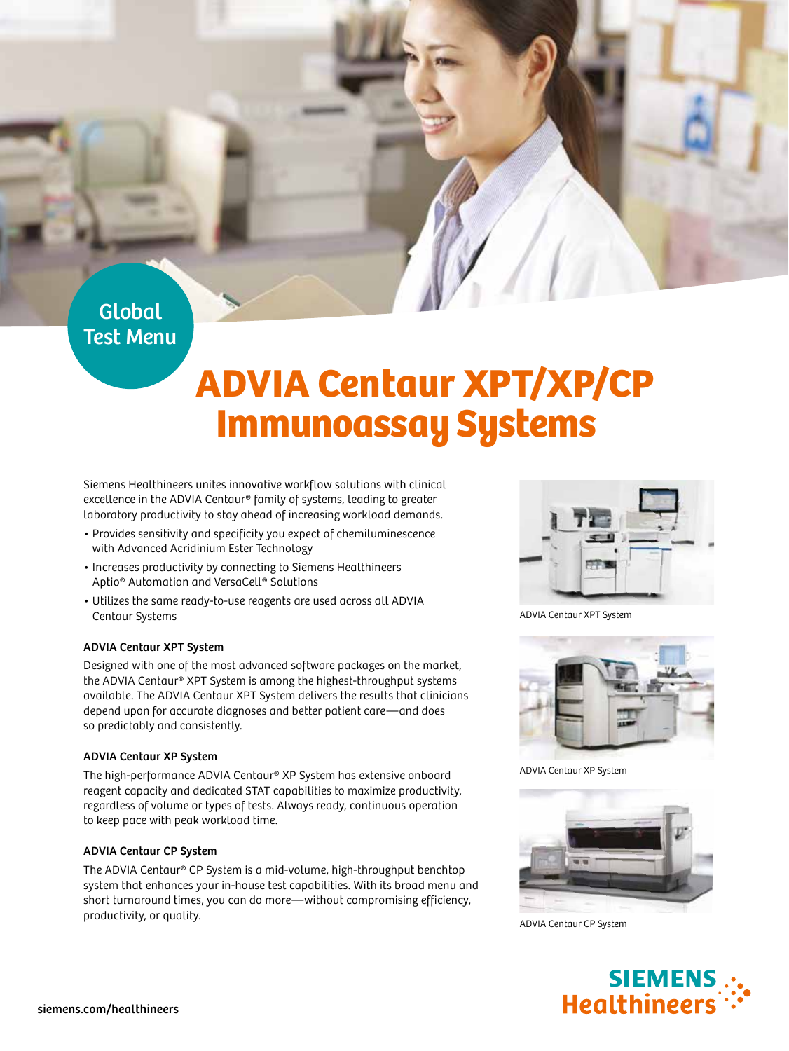Global Test Menu

# ADVIA Centaur XPT/XP/CP Immunoassay Systems

Siemens Healthineers unites innovative workflow solutions with clinical excellence in the ADVIA Centaur® family of systems, leading to greater laboratory productivity to stay ahead of increasing workload demands.

- Provides sensitivity and specificity you expect of chemiluminescence with Advanced Acridinium Ester Technology
- Increases productivity by connecting to Siemens Healthineers Aptio® Automation and VersaCell® Solutions
- Utilizes the same ready-to-use reagents are used across all ADVIA Centaur Systems

### ADVIA Centaur XPT System

Designed with one of the most advanced software packages on the market, the ADVIA Centaur® XPT System is among the highest-throughput systems available. The ADVIA Centaur XPT System delivers the results that clinicians depend upon for accurate diagnoses and better patient care—and does so predictably and consistently.

### ADVIA Centaur XP System

The high-performance ADVIA Centaur® XP System has extensive onboard reagent capacity and dedicated STAT capabilities to maximize productivity, regardless of volume or types of tests. Always ready, continuous operation to keep pace with peak workload time.

### ADVIA Centaur CP System

The ADVIA Centaur® CP System is a mid-volume, high-throughput benchtop system that enhances your in-house test capabilities. With its broad menu and short turnaround times, you can do more—without compromising efficiency, productivity, or quality.

ADVIA Centaur XPT System

ADVIA Centaur XP System

ADVIA Centaur CP System

siemens.com/healthineers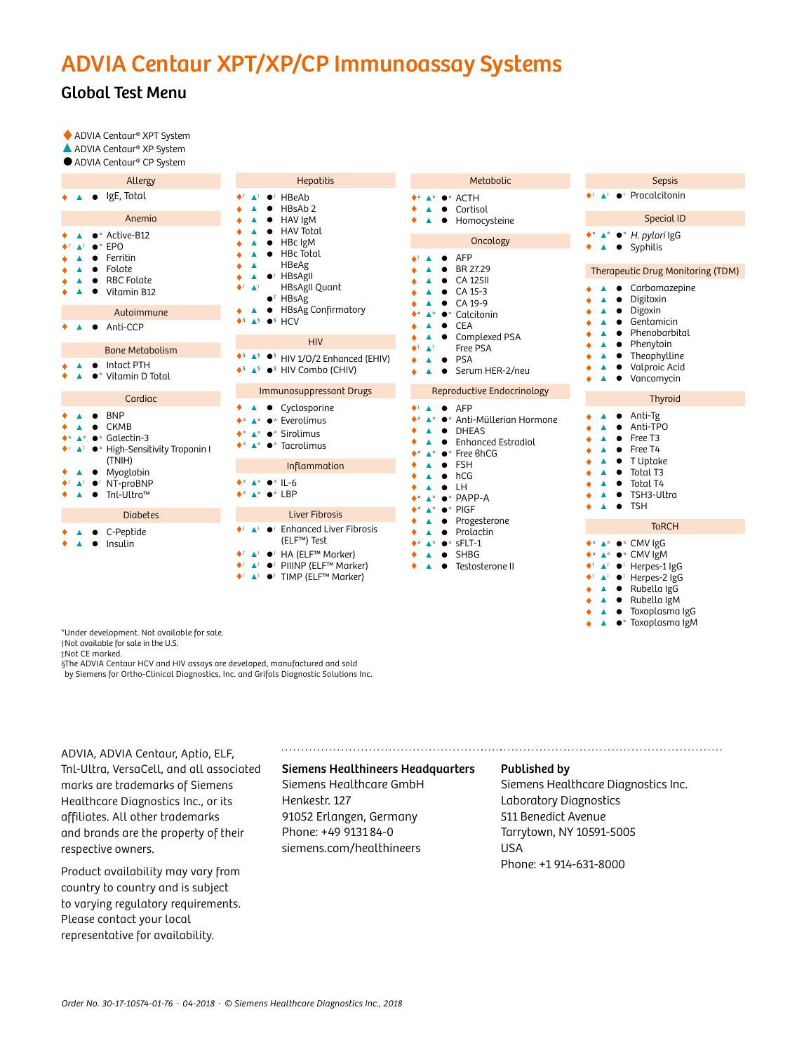# ADVIA Centaur XPT/XP/CP Immunoassay Systems

## Global Test Menu

- ♦ ADVIA Centaur® XPT System
- ▲ ADVIA Centaur® XP System
- ● ADVIA Centaur® CP System

### Allergy

| XPT | XP | CP | Assay |
|---|---|---|---|
| ♦ | ▲ | ● | IgE, Total |

### Anemia

| XPT | XP | CP | Assay |
|---|---|---|---|
| ♦ | ▲ | ●* | Active-B12 |
| ♦† | ▲† | ●* | EPO |
| ♦ | ▲ | ● | Ferritin |
| ♦ | ▲ | ● | Folate |
| ♦ | ▲ | ● | RBC Folate |
| ♦ | ▲ | ● | Vitamin B12 |

### Autoimmune

| XPT | XP | CP | Assay |
|---|---|---|---|
| ♦ | ▲ | ● | Anti-CCP |

### Bone Metabolism

| XPT | XP | CP | Assay |
|---|---|---|---|
| ♦ | ▲ | ● | Intact PTH |
| ♦ | ▲ | ●* | Vitamin D Total |

### Cardiac

| XPT | XP | CP | Assay |
|---|---|---|---|
| ♦ | ▲ | ● | BNP |
| ♦ | ▲ | ● | CKMB |
| ♦* | ▲* | ●* | Galectin-3 |
| ♦† | ▲† | ●* | High-Sensitivity Troponin I (TNIH) |
| ♦ | ▲ | ● | Myoglobin |
| ♦† | ▲† | ●† | NT-proBNP |
| ♦ | ▲ | ● | TnI-Ultra™ |

### Diabetes

| XPT | XP | CP | Assay |
|---|---|---|---|
| ♦ | ▲ | ● | C-Peptide |
| ♦ | ▲ | ● | Insulin |

### Hepatitis

| XPT | XP | CP | Assay |
|---|---|---|---|
| ♦† | ▲† | ●† | HBeAb |
| ♦ | ▲ | ● | HBsAb 2 |
| ♦ | ▲ | ● | HAV IgM |
| ♦ | ▲ | ● | HAV Total |
| ♦ | ▲ | ● | HBc IgM |
| ♦ | ▲ | ● | HBc Total |
| ♦ | ▲ | | HBeAg |
| ♦ | ▲ | ●† | HBsAgII |
| ♦† | ▲† | | HBsAgII Quant |
| | | ●† | HBsAg |
| ♦ | ▲ | ● | HBsAg Confirmatory |
| ♦§ | ▲§ | ●§ | HCV |

### HIV

| XPT | XP | CP | Assay |
|---|---|---|---|
| ♦§ | ▲§ | ●§ | HIV 1/O/2 Enhanced (EHIV) |
| ♦§ | ▲§ | ●§ | HIV Combo (CHIV) |

### Immunosuppressant Drugs

| XPT | XP | CP | Assay |
|---|---|---|---|
| ♦ | ▲ | ● | Cyclosporine |
| ♦* | ▲* | ●* | Everolimus |
| ♦* | ▲* | ●* | Sirolimus |
| ♦* | ▲* | ●* | Tacrolimus |

### Inflammation

| XPT | XP | CP | Assay |
|---|---|---|---|
| ♦* | ▲* | ●* | IL-6 |
| ♦* | ▲* | ●* | LBP |

### Liver Fibrosis

| XPT | XP | CP | Assay |
|---|---|---|---|
| ♦† | ▲† | ●† | Enhanced Liver Fibrosis (ELF™) Test |
| ♦† | ▲† | ●† | HA (ELF™ Marker) |
| ♦† | ▲† | ●† | PIIINP (ELF™ Marker) |
| ♦† | ▲† | ●† | TIMP (ELF™ Marker) |

### Metabolic

| XPT | XP | CP | Assay |
|---|---|---|---|
| ♦* | ▲* | ●* | ACTH |
| ♦ | ▲ | ● | Cortisol |
| ♦ | ▲ | ● | Homocysteine |

### Oncology

| XPT | XP | CP | Assay |
|---|---|---|---|
| ♦† | ▲ | ● | AFP |
| ♦ | ▲ | ● | BR 27.29 |
| ♦ | ▲ | ● | CA 125II |
| ♦ | ▲ | ● | CA 15-3 |
| ♦ | ▲ | ● | CA 19-9 |
| ♦* | ▲* | ●* | Calcitonin |
| ♦ | ▲ | ● | CEA |
| ♦ | ▲ | ● | Complexed PSA |
| ♦† | ▲† | | Free PSA |
| ♦ | ▲ | ● | PSA |
| ♦ | ▲ | ● | Serum HER-2/neu |

### Reproductive Endocrinology

| XPT | XP | CP | Assay |
|---|---|---|---|
| ♦† | ▲ | ● | AFP |
| ♦* | ▲* | ●* | Anti-Müllerian Hormone |
| ♦ | ▲ | ● | DHEAS |
| ♦ | ▲ | ● | Enhanced Estradiol |
| ♦* | ▲* | ●* | Free βhCG |
| ♦ | ▲ | ● | FSH |
| ♦ | ▲ | ● | hCG |
| ♦ | ▲ | ● | LH |
| ♦* | ▲* | ●* | PAPP-A |
| ♦* | ▲* | ●* | PlGF |
| ♦ | ▲ | ● | Progesterone |
| ♦ | ▲ | ● | Prolactin |
| ♦* | ▲* | ●* | sFLT-1 |
| ♦ | ▲ | ● | SHBG |
| ♦ | ▲ | ● | Testosterone II |

### Sepsis

| XPT | XP | CP | Assay |
|---|---|---|---|
| ♦† | ▲† | ●† | Procalcitonin |

### Special ID

| XPT | XP | CP | Assay |
|---|---|---|---|
| ♦* | ▲* | ●* | *H. pylori* IgG |
| ♦ | ▲ | ● | Syphilis |

### Therapeutic Drug Monitoring (TDM)

| XPT | XP | CP | Assay |
|---|---|---|---|
| ♦ | ▲ | ● | Carbamazepine |
| ♦ | ▲ | ● | Digitoxin |
| ♦ | ▲ | ● | Digoxin |
| ♦ | ▲ | ● | Gentamicin |
| ♦ | ▲ | ● | Phenobarbital |
| ♦ | ▲ | ● | Phenytoin |
| ♦ | ▲ | ● | Theophylline |
| ♦ | ▲ | ● | Valproic Acid |
| ♦ | ▲ | ● | Vancomycin |

### Thyroid

| XPT | XP | CP | Assay |
|---|---|---|---|
| ♦ | ▲ | ● | Anti-Tg |
| ♦ | ▲ | ● | Anti-TPO |
| ♦ | ▲ | ● | Free T3 |
| ♦ | ▲ | ● | Free T4 |
| ♦ | ▲ | ● | T Uptake |
| ♦ | ▲ | ● | Total T3 |
| ♦ | ▲ | ● | Total T4 |
| ♦ | ▲ | ● | TSH3-Ultra |
| ♦ | ▲ | ● | TSH |

### ToRCH

| XPT | XP | CP | Assay |
|---|---|---|---|
| ♦* | ▲* | ●* | CMV IgG |
| ♦* | ▲* | ●* | CMV IgM |
| ♦† | ▲† | ●† | Herpes-1 IgG |
| ♦† | ▲† | ●† | Herpes-2 IgG |
| ♦ | ▲ | ● | Rubella IgG |
| ♦ | ▲ | ● | Rubella IgM |
| ♦ | ▲ | ● | Toxoplasma IgG |
| ♦ | ▲ | ●* | Toxoplasma IgM |

*Under development. Not available for sale.
†Not available for sale in the U.S.
‡Not CE marked.
§The ADVIA Centaur HCV and HIV assays are developed, manufactured and sold by Siemens for Ortho-Clinical Diagnostics, Inc. and Grifols Diagnostic Solutions Inc.

ADVIA, ADVIA Centaur, Aptio, ELF, TnI-Ultra, VersaCell, and all associated marks are trademarks of Siemens Healthcare Diagnostics Inc., or its affiliates. All other trademarks and brands are the property of their respective owners.

Product availability may vary from country to country and is subject to varying regulatory requirements. Please contact your local representative for availability.

**Siemens Healthineers Headquarters**
Siemens Healthcare GmbH
Henkestr. 127
91052 Erlangen, Germany
Phone: +49 9131 84-0
siemens.com/healthineers

**Published by**
Siemens Healthcare Diagnostics Inc.
Laboratory Diagnostics
511 Benedict Avenue
Tarrytown, NY 10591-5005
USA
Phone: +1 914-631-8000

*Order No. 30-17-10574-01-76 · 04-2018 · © Siemens Healthcare Diagnostics Inc., 2018*